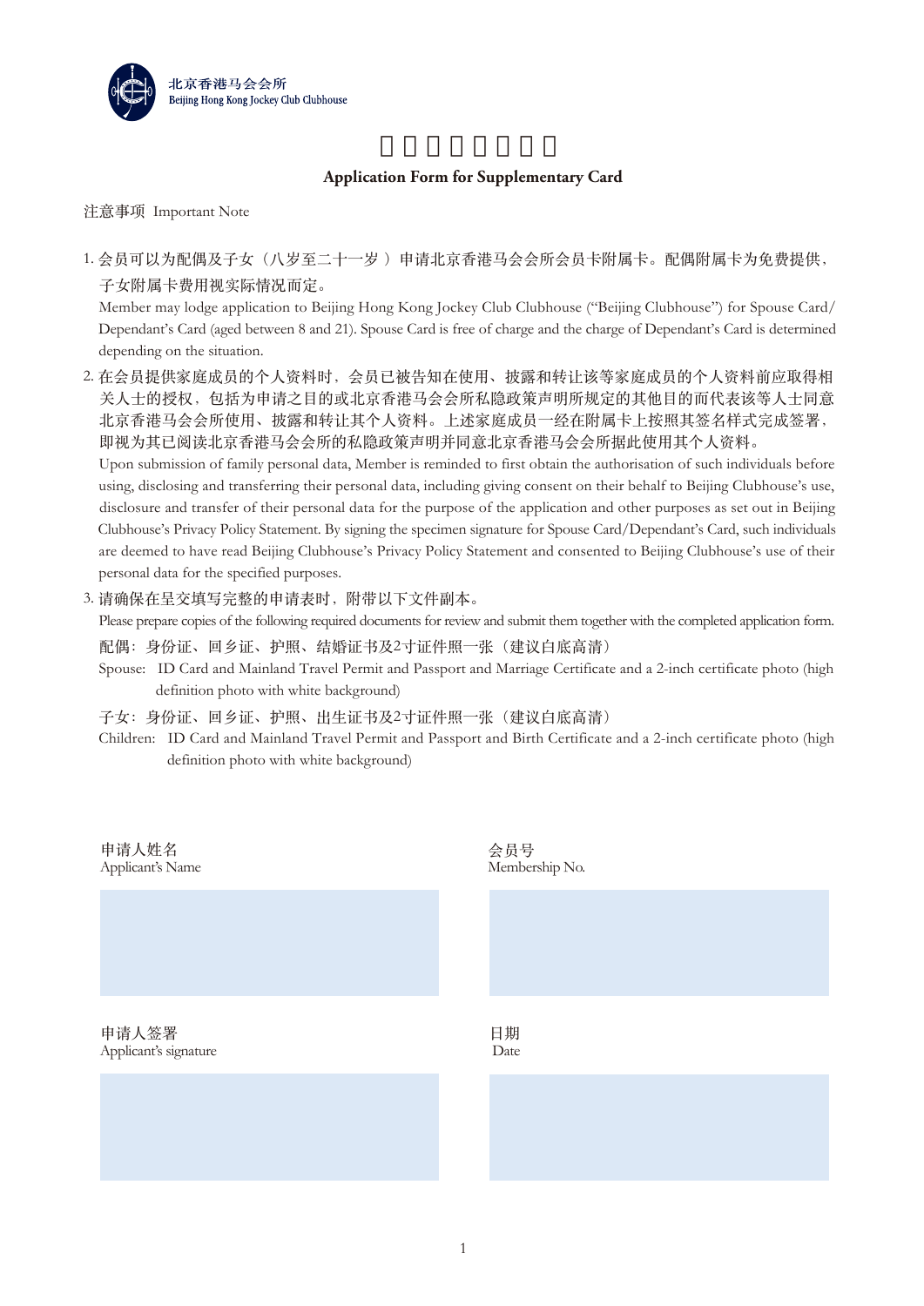北京香港马会会所
Beijing Hong Kong Jockey Club Clubhouse

# 附属卡申请表格

## Application Form for Supplementary Card

注意事项 Important Note

1. 会员可以为配偶及子女（八岁至二十一岁 ）申请北京香港马会会所会员卡附属卡。配偶附属卡为免费提供，子女附属卡费用视实际情况而定。
   Member may lodge application to Beijing Hong Kong Jockey Club Clubhouse ("Beijing Clubhouse") for Spouse Card/ Dependant's Card (aged between 8 and 21). Spouse Card is free of charge and the charge of Dependant's Card is determined depending on the situation.

2. 在会员提供家庭成员的个人资料时，会员已被告知在使用、披露和转让该等家庭成员的个人资料前应取得相关人士的授权，包括为申请之目的或北京香港马会会所私隐政策声明所规定的其他目的而代表该等人士同意北京香港马会会所使用、披露和转让其个人资料。上述家庭成员一经在附属卡上按照其签名样式完成签署，即视为其已阅读北京香港马会会所的私隐政策声明并同意北京香港马会会所据此使用其个人资料。
   Upon submission of family personal data, Member is reminded to first obtain the authorisation of such individuals before using, disclosing and transferring their personal data, including giving consent on their behalf to Beijing Clubhouse's use, disclosure and transfer of their personal data for the purpose of the application and other purposes as set out in Beijing Clubhouse's Privacy Policy Statement. By signing the specimen signature for Spouse Card/Dependant's Card, such individuals are deemed to have read Beijing Clubhouse's Privacy Policy Statement and consented to Beijing Clubhouse's use of their personal data for the specified purposes.

3. 请确保在呈交填写完整的申请表时，附带以下文件副本。
   Please prepare copies of the following required documents for review and submit them together with the completed application form.

   配偶：身份证、回乡证、护照、结婚证书及2寸证件照一张（建议白底高清）
   Spouse: ID Card and Mainland Travel Permit and Passport and Marriage Certificate and a 2-inch certificate photo (high definition photo with white background)

   子女：身份证、回乡证、护照、出生证书及2寸证件照一张（建议白底高清）
   Children: ID Card and Mainland Travel Permit and Passport and Birth Certificate and a 2-inch certificate photo (high definition photo with white background)

| 申请人姓名 Applicant's Name | 会员号 Membership No. |
| --- | --- |
| | |

| 申请人签署 Applicant's signature | 日期 Date |
| --- | --- |
| | |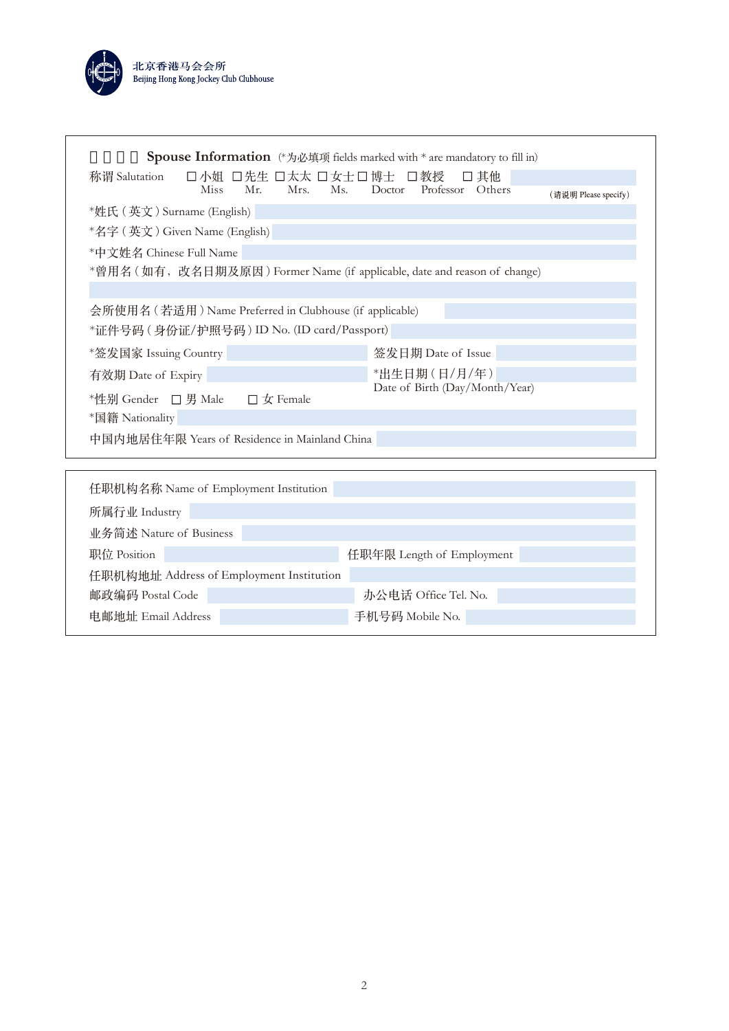北京香港马会会所
Beijing Hong Kong Jockey Club Clubhouse

## □□□□ Spouse Information (*为必填项 fields marked with * are mandatory to fill in)

称谓 Salutation ☐ 小姐 Miss ☐ 先生 Mr. ☐ 太太 Mrs. ☐ 女士 Ms. ☐ 博士 Doctor ☐ 教授 Professor ☐ 其他 Others （请说明 Please specify）

*姓氏（英文）Surname (English)

*名字（英文）Given Name (English)

*中文姓名 Chinese Full Name

*曾用名（如有，改名日期及原因）Former Name (if applicable, date and reason of change)

会所使用名（若适用）Name Preferred in Clubhouse (if applicable)

*证件号码（身份证/护照号码）ID No. (ID card/Passport)

*签发国家 Issuing Country

签发日期 Date of Issue

有效期 Date of Expiry

*出生日期（日/月/年）Date of Birth (Day/Month/Year)

*性别 Gender ☐ 男 Male ☐ 女 Female

*国籍 Nationality

中国内地居住年限 Years of Residence in Mainland China

---

任职机构名称 Name of Employment Institution

所属行业 Industry

业务简述 Nature of Business

职位 Position

任职年限 Length of Employment

任职机构地址 Address of Employment Institution

邮政编码 Postal Code

办公电话 Office Tel. No.

电邮地址 Email Address

手机号码 Mobile No.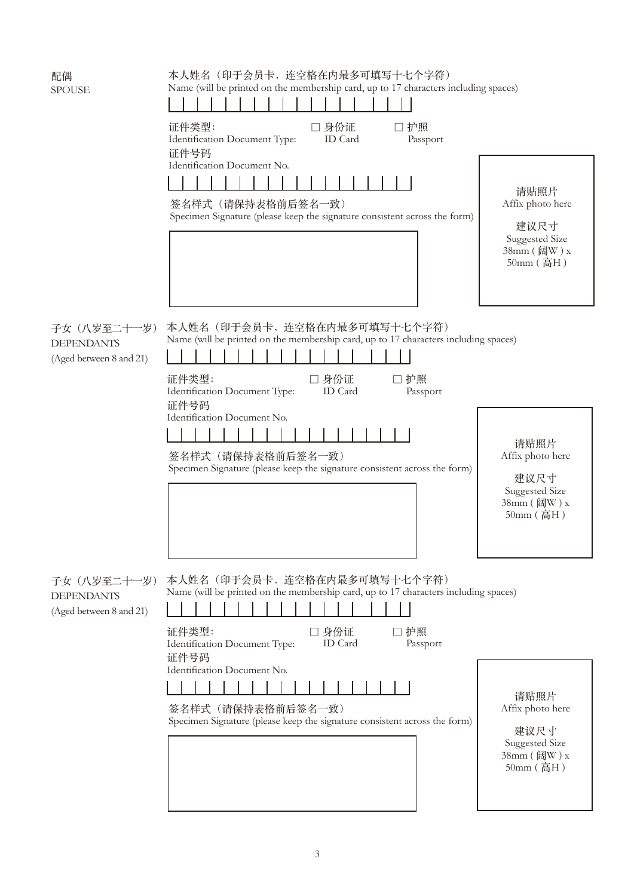配偶
SPOUSE

本人姓名（印于会员卡，连空格在内最多可填写十七个字符）
Name (will be printed on the membership card, up to 17 characters including spaces)

证件类型：
Identification Document Type:
□ 身份证 ID Card
□ 护照 Passport

证件号码
Identification Document No.

签名样式（请保持表格前后签名一致）
Specimen Signature (please keep the signature consistent across the form)

请贴照片
Affix photo here

建议尺寸
Suggested Size
38mm ( 阔W ) x
50mm ( 高H )

子女（八岁至二十一岁）
DEPENDANTS
(Aged between 8 and 21)

本人姓名（印于会员卡，连空格在内最多可填写十七个字符）
Name (will be printed on the membership card, up to 17 characters including spaces)

证件类型：
Identification Document Type:
□ 身份证 ID Card
□ 护照 Passport

证件号码
Identification Document No.

签名样式（请保持表格前后签名一致）
Specimen Signature (please keep the signature consistent across the form)

请贴照片
Affix photo here

建议尺寸
Suggested Size
38mm ( 阔W ) x
50mm ( 高H )

子女（八岁至二十一岁）
DEPENDANTS
(Aged between 8 and 21)

本人姓名（印于会员卡，连空格在内最多可填写十七个字符）
Name (will be printed on the membership card, up to 17 characters including spaces)

证件类型：
Identification Document Type:
□ 身份证 ID Card
□ 护照 Passport

证件号码
Identification Document No.

签名样式（请保持表格前后签名一致）
Specimen Signature (please keep the signature consistent across the form)

请贴照片
Affix photo here

建议尺寸
Suggested Size
38mm ( 阔W ) x
50mm ( 高H )